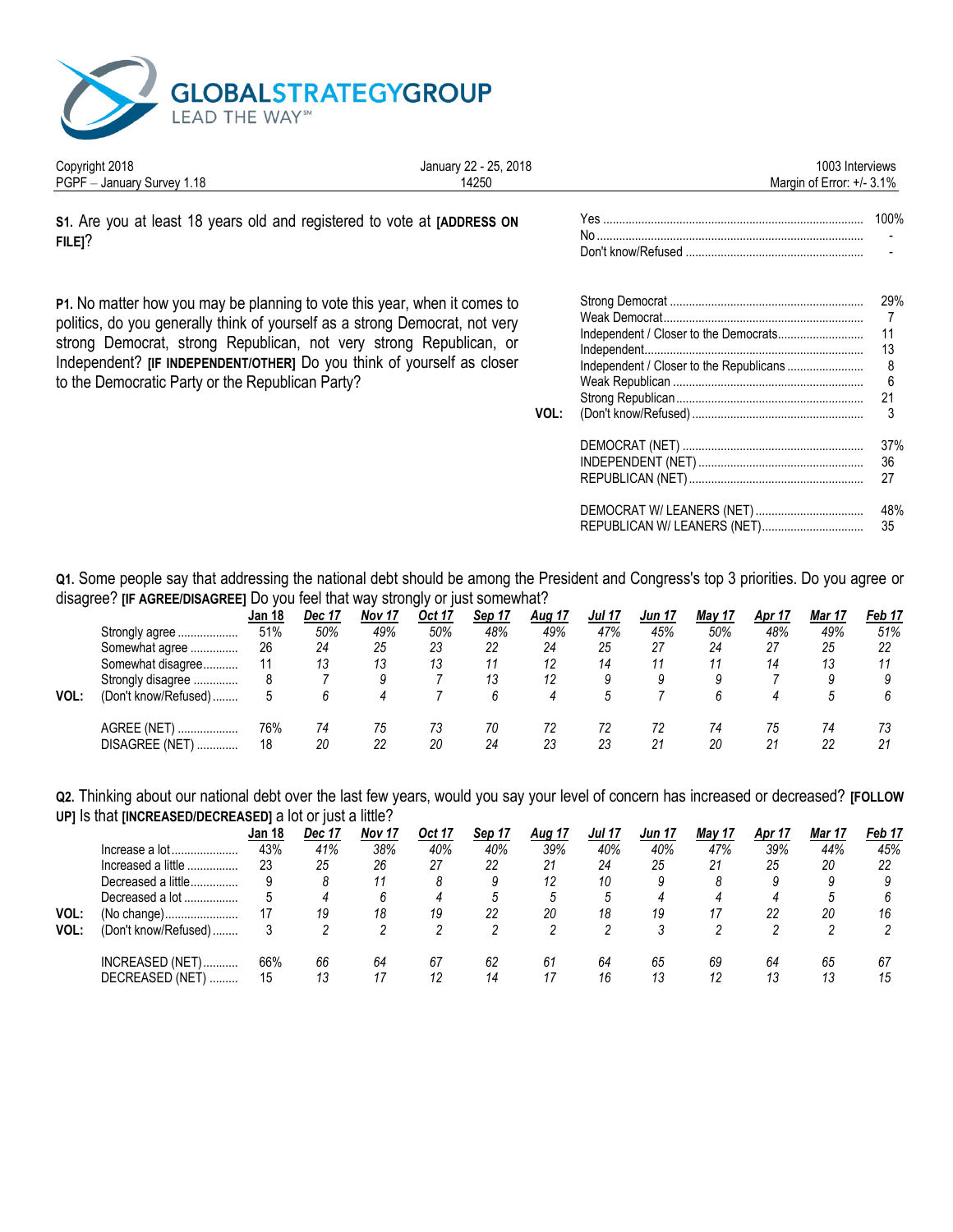**GLOBALSTRATEGYGROUP**
LEAD THE WAY℠

| Copyright 2018 | January 22 - 25, 2018 | 1003 Interviews |
|---|---|---|
| PGPF – January Survey 1.18 | 14250 | Margin of Error: +/- 3.1% |

**S1.** Are you at least 18 years old and registered to vote at **[ADDRESS ON FILE]**?

| | |
|---|---|
| Yes | 100% |
| No | - |
| Don't know/Refused | - |

**P1.** No matter how you may be planning to vote this year, when it comes to politics, do you generally think of yourself as a strong Democrat, not very strong Democrat, strong Republican, not very strong Republican, or Independent? **[IF INDEPENDENT/OTHER]** Do you think of yourself as closer to the Democratic Party or the Republican Party?

| | | |
|---|---|---|
| | Strong Democrat | 29% |
| | Weak Democrat | 7 |
| | Independent / Closer to the Democrats | 11 |
| | Independent | 13 |
| | Independent / Closer to the Republicans | 8 |
| | Weak Republican | 6 |
| | Strong Republican | 21 |
| VOL: | (Don't know/Refused) | 3 |
| | | |
| | DEMOCRAT (NET) | 37% |
| | INDEPENDENT (NET) | 36 |
| | REPUBLICAN (NET) | 27 |
| | | |
| | DEMOCRAT W/ LEANERS (NET) | 48% |
| | REPUBLICAN W/ LEANERS (NET) | 35 |

**Q1.** Some people say that addressing the national debt should be among the President and Congress's top 3 priorities. Do you agree or disagree? **[IF AGREE/DISAGREE]** Do you feel that way strongly or just somewhat?

| | | Jan 18 | Dec 17 | Nov 17 | Oct 17 | Sep 17 | Aug 17 | Jul 17 | Jun 17 | May 17 | Apr 17 | Mar 17 | Feb 17 |
|---|---|---|---|---|---|---|---|---|---|---|---|---|---|
| | Strongly agree | 51% | 50% | 49% | 50% | 48% | 49% | 47% | 45% | 50% | 48% | 49% | 51% |
| | Somewhat agree | 26 | 24 | 25 | 23 | 22 | 24 | 25 | 27 | 24 | 27 | 25 | 22 |
| | Somewhat disagree | 11 | 13 | 13 | 13 | 11 | 12 | 14 | 11 | 11 | 14 | 13 | 11 |
| | Strongly disagree | 8 | 7 | 9 | 7 | 13 | 12 | 9 | 9 | 9 | 7 | 9 | 9 |
| VOL: | (Don't know/Refused) | 5 | 6 | 4 | 7 | 6 | 4 | 5 | 7 | 6 | 4 | 5 | 6 |
| | | | | | | | | | | | | | |
| | AGREE (NET) | 76% | 74 | 75 | 73 | 70 | 72 | 72 | 72 | 74 | 75 | 74 | 73 |
| | DISAGREE (NET) | 18 | 20 | 22 | 20 | 24 | 23 | 23 | 21 | 20 | 21 | 22 | 21 |

**Q2.** Thinking about our national debt over the last few years, would you say your level of concern has increased or decreased? **[FOLLOW UP]** Is that **[INCREASED/DECREASED]** a lot or just a little?

| | | Jan 18 | Dec 17 | Nov 17 | Oct 17 | Sep 17 | Aug 17 | Jul 17 | Jun 17 | May 17 | Apr 17 | Mar 17 | Feb 17 |
|---|---|---|---|---|---|---|---|---|---|---|---|---|---|
| | Increase a lot | 43% | 41% | 38% | 40% | 40% | 39% | 40% | 40% | 47% | 39% | 44% | 45% |
| | Increased a little | 23 | 25 | 26 | 27 | 22 | 21 | 24 | 25 | 21 | 25 | 20 | 22 |
| | Decreased a little | 9 | 8 | 11 | 8 | 9 | 12 | 10 | 9 | 8 | 9 | 9 | 9 |
| | Decreased a lot | 5 | 4 | 6 | 4 | 5 | 5 | 5 | 4 | 4 | 4 | 5 | 6 |
| VOL: | (No change) | 17 | 19 | 18 | 19 | 22 | 20 | 18 | 19 | 17 | 22 | 20 | 16 |
| VOL: | (Don't know/Refused) | 3 | 2 | 2 | 2 | 2 | 2 | 2 | 3 | 2 | 2 | 2 | 2 |
| | | | | | | | | | | | | | |
| | INCREASED (NET) | 66% | 66 | 64 | 67 | 62 | 61 | 64 | 65 | 69 | 64 | 65 | 67 |
| | DECREASED (NET) | 15 | 13 | 17 | 12 | 14 | 17 | 16 | 13 | 12 | 13 | 13 | 15 |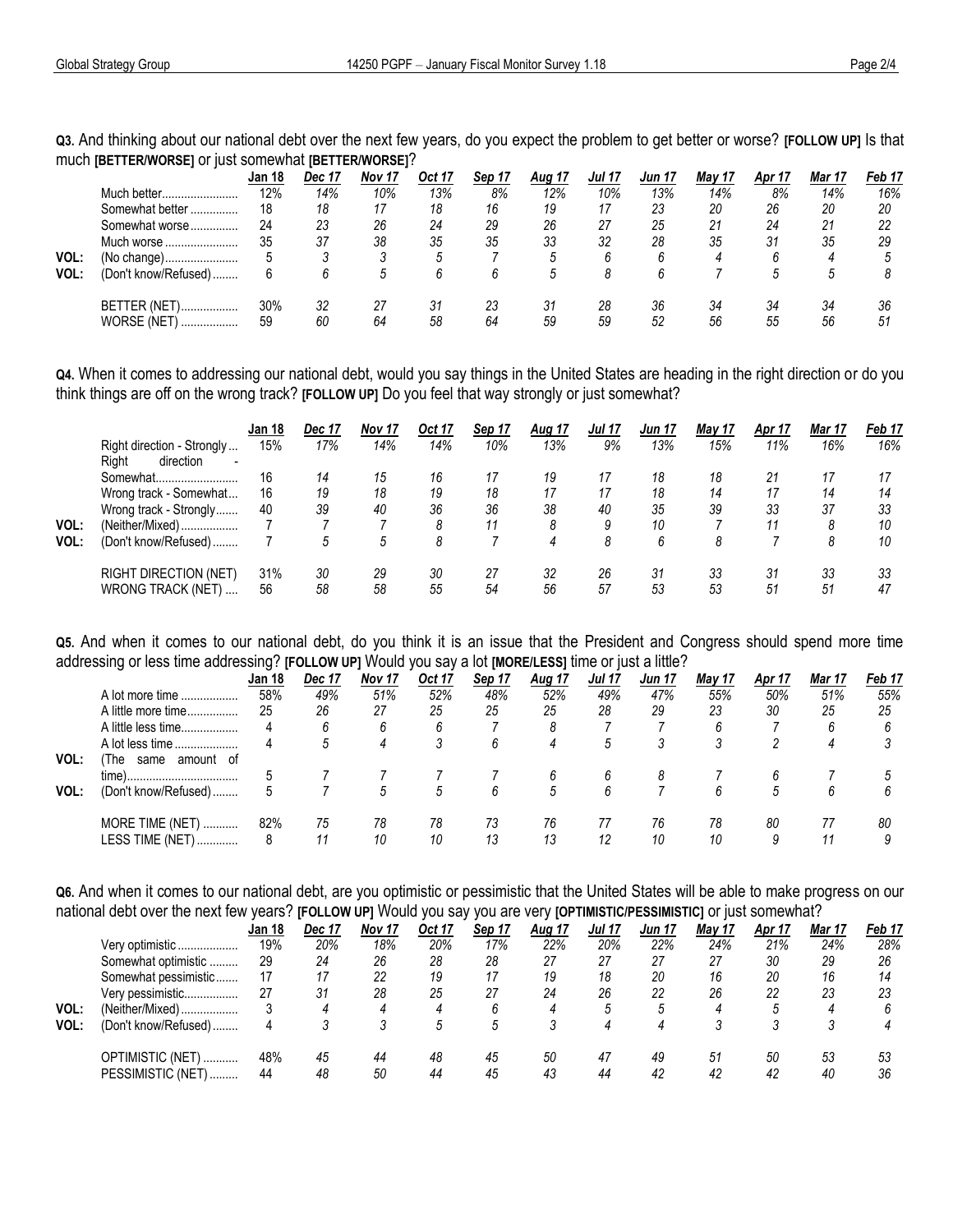**Q3.** And thinking about our national debt over the next few years, do you expect the problem to get better or worse? **[FOLLOW UP]** Is that much **[BETTER/WORSE]** or just somewhat **[BETTER/WORSE]**?

| | | Jan 18 | Dec 17 | Nov 17 | Oct 17 | Sep 17 | Aug 17 | Jul 17 | Jun 17 | May 17 | Apr 17 | Mar 17 | Feb 17 |
|---|---|---|---|---|---|---|---|---|---|---|---|---|---|
| | Much better | 12% | 14% | 10% | 13% | 8% | 12% | 10% | 13% | 14% | 8% | 14% | 16% |
| | Somewhat better | 18 | 18 | 17 | 18 | 16 | 19 | 17 | 23 | 20 | 26 | 20 | 20 |
| | Somewhat worse | 24 | 23 | 26 | 24 | 29 | 26 | 27 | 25 | 21 | 24 | 21 | 22 |
| | Much worse | 35 | 37 | 38 | 35 | 35 | 33 | 32 | 28 | 35 | 31 | 35 | 29 |
| VOL: | (No change) | 5 | 3 | 3 | 5 | 7 | 5 | 6 | 6 | 4 | 6 | 4 | 5 |
| VOL: | (Don't know/Refused) | 6 | 6 | 5 | 6 | 6 | 5 | 8 | 6 | 7 | 5 | 5 | 8 |
| | BETTER (NET) | 30% | 32 | 27 | 31 | 23 | 31 | 28 | 36 | 34 | 34 | 34 | 36 |
| | WORSE (NET) | 59 | 60 | 64 | 58 | 64 | 59 | 59 | 52 | 56 | 55 | 56 | 51 |

**Q4.** When it comes to addressing our national debt, would you say things in the United States are heading in the right direction or do you think things are off on the wrong track? **[FOLLOW UP]** Do you feel that way strongly or just somewhat?

| | | Jan 18 | Dec 17 | Nov 17 | Oct 17 | Sep 17 | Aug 17 | Jul 17 | Jun 17 | May 17 | Apr 17 | Mar 17 | Feb 17 |
|---|---|---|---|---|---|---|---|---|---|---|---|---|---|
| | Right direction - Strongly | 15% | 17% | 14% | 14% | 10% | 13% | 9% | 13% | 15% | 11% | 16% | 16% |
| | Right direction - Somewhat | 16 | 14 | 15 | 16 | 17 | 19 | 17 | 18 | 18 | 21 | 17 | 17 |
| | Wrong track - Somewhat | 16 | 19 | 18 | 19 | 18 | 17 | 17 | 18 | 14 | 17 | 14 | 14 |
| | Wrong track - Strongly | 40 | 39 | 40 | 36 | 36 | 38 | 40 | 35 | 39 | 33 | 37 | 33 |
| VOL: | (Neither/Mixed) | 7 | 7 | 7 | 8 | 11 | 8 | 9 | 10 | 7 | 11 | 8 | 10 |
| VOL: | (Don't know/Refused) | 7 | 5 | 5 | 8 | 7 | 4 | 8 | 6 | 8 | 7 | 8 | 10 |
| | RIGHT DIRECTION (NET) | 31% | 30 | 29 | 30 | 27 | 32 | 26 | 31 | 33 | 31 | 33 | 33 |
| | WRONG TRACK (NET) | 56 | 58 | 58 | 55 | 54 | 56 | 57 | 53 | 53 | 51 | 51 | 47 |

**Q5.** And when it comes to our national debt, do you think it is an issue that the President and Congress should spend more time addressing or less time addressing? **[FOLLOW UP]** Would you say a lot **[MORE/LESS]** time or just a little?

| | | Jan 18 | Dec 17 | Nov 17 | Oct 17 | Sep 17 | Aug 17 | Jul 17 | Jun 17 | May 17 | Apr 17 | Mar 17 | Feb 17 |
|---|---|---|---|---|---|---|---|---|---|---|---|---|---|
| | A lot more time | 58% | 49% | 51% | 52% | 48% | 52% | 49% | 47% | 55% | 50% | 51% | 55% |
| | A little more time | 25 | 26 | 27 | 25 | 25 | 25 | 28 | 29 | 23 | 30 | 25 | 25 |
| | A little less time | 4 | 6 | 6 | 6 | 7 | 8 | 7 | 7 | 6 | 7 | 6 | 6 |
| | A lot less time | 4 | 5 | 4 | 3 | 6 | 4 | 5 | 3 | 3 | 2 | 4 | 3 |
| VOL: | (The same amount of time) | 5 | 7 | 7 | 7 | 7 | 6 | 6 | 8 | 7 | 6 | 7 | 5 |
| VOL: | (Don't know/Refused) | 5 | 7 | 5 | 5 | 6 | 5 | 6 | 7 | 6 | 5 | 6 | 6 |
| | MORE TIME (NET) | 82% | 75 | 78 | 78 | 73 | 76 | 77 | 76 | 78 | 80 | 77 | 80 |
| | LESS TIME (NET) | 8 | 11 | 10 | 10 | 13 | 13 | 12 | 10 | 10 | 9 | 11 | 9 |

**Q6.** And when it comes to our national debt, are you optimistic or pessimistic that the United States will be able to make progress on our national debt over the next few years? **[FOLLOW UP]** Would you say you are very **[OPTIMISTIC/PESSIMISTIC]** or just somewhat?

| | | Jan 18 | Dec 17 | Nov 17 | Oct 17 | Sep 17 | Aug 17 | Jul 17 | Jun 17 | May 17 | Apr 17 | Mar 17 | Feb 17 |
|---|---|---|---|---|---|---|---|---|---|---|---|---|---|
| | Very optimistic | 19% | 20% | 18% | 20% | 17% | 22% | 20% | 22% | 24% | 21% | 24% | 28% |
| | Somewhat optimistic | 29 | 24 | 26 | 28 | 28 | 27 | 27 | 27 | 27 | 30 | 29 | 26 |
| | Somewhat pessimistic | 17 | 17 | 22 | 19 | 17 | 19 | 18 | 20 | 16 | 20 | 16 | 14 |
| | Very pessimistic | 27 | 31 | 28 | 25 | 27 | 24 | 26 | 22 | 26 | 22 | 23 | 23 |
| VOL: | (Neither/Mixed) | 3 | 4 | 4 | 4 | 6 | 4 | 5 | 5 | 4 | 5 | 4 | 6 |
| VOL: | (Don't know/Refused) | 4 | 3 | 3 | 5 | 5 | 3 | 4 | 4 | 3 | 3 | 3 | 4 |
| | OPTIMISTIC (NET) | 48% | 45 | 44 | 48 | 45 | 50 | 47 | 49 | 51 | 50 | 53 | 53 |
| | PESSIMISTIC (NET) | 44 | 48 | 50 | 44 | 45 | 43 | 44 | 42 | 42 | 42 | 40 | 36 |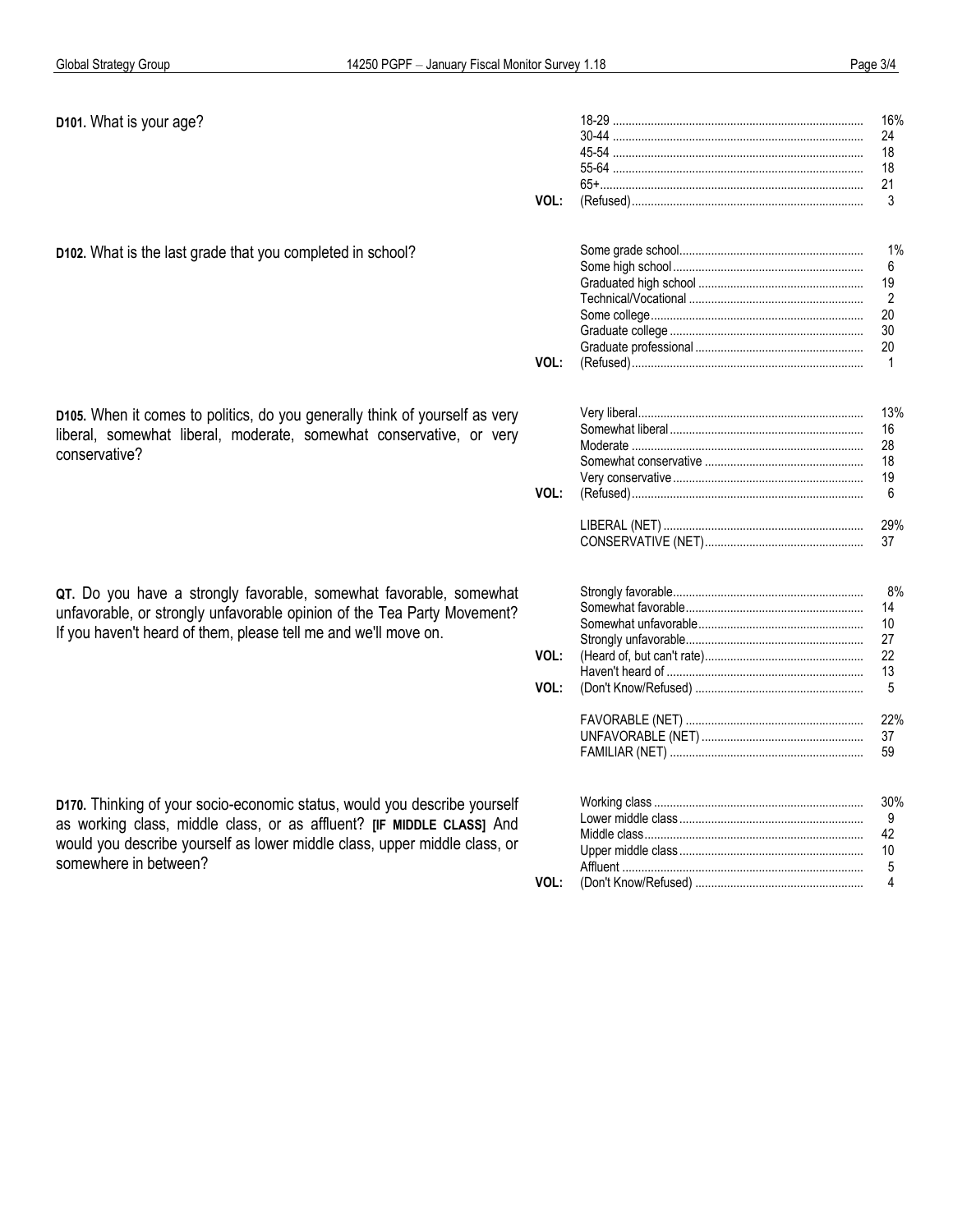**D101.** What is your age?

| | | |
|---|---|---|
| | 18-29 | 16% |
| | 30-44 | 24 |
| | 45-54 | 18 |
| | 55-64 | 18 |
| | 65+ | 21 |
| VOL: | (Refused) | 3 |

**D102.** What is the last grade that you completed in school?

| | | |
|---|---|---|
| | Some grade school | 1% |
| | Some high school | 6 |
| | Graduated high school | 19 |
| | Technical/Vocational | 2 |
| | Some college | 20 |
| | Graduate college | 30 |
| | Graduate professional | 20 |
| VOL: | (Refused) | 1 |

**D105.** When it comes to politics, do you generally think of yourself as very liberal, somewhat liberal, moderate, somewhat conservative, or very conservative?

| | | |
|---|---|---|
| | Very liberal | 13% |
| | Somewhat liberal | 16 |
| | Moderate | 28 |
| | Somewhat conservative | 18 |
| | Very conservative | 19 |
| VOL: | (Refused) | 6 |
| | | |
| | LIBERAL (NET) | 29% |
| | CONSERVATIVE (NET) | 37 |

**QT.** Do you have a strongly favorable, somewhat favorable, somewhat unfavorable, or strongly unfavorable opinion of the Tea Party Movement? If you haven't heard of them, please tell me and we'll move on.

| | | |
|---|---|---|
| | Strongly favorable | 8% |
| | Somewhat favorable | 14 |
| | Somewhat unfavorable | 10 |
| | Strongly unfavorable | 27 |
| VOL: | (Heard of, but can't rate) | 22 |
| | Haven't heard of | 13 |
| VOL: | (Don't Know/Refused) | 5 |
| | | |
| | FAVORABLE (NET) | 22% |
| | UNFAVORABLE (NET) | 37 |
| | FAMILIAR (NET) | 59 |

**D170.** Thinking of your socio-economic status, would you describe yourself as working class, middle class, or as affluent? **[IF MIDDLE CLASS]** And would you describe yourself as lower middle class, upper middle class, or somewhere in between?

| | | |
|---|---|---|
| | Working class | 30% |
| | Lower middle class | 9 |
| | Middle class | 42 |
| | Upper middle class | 10 |
| | Affluent | 5 |
| VOL: | (Don't Know/Refused) | 4 |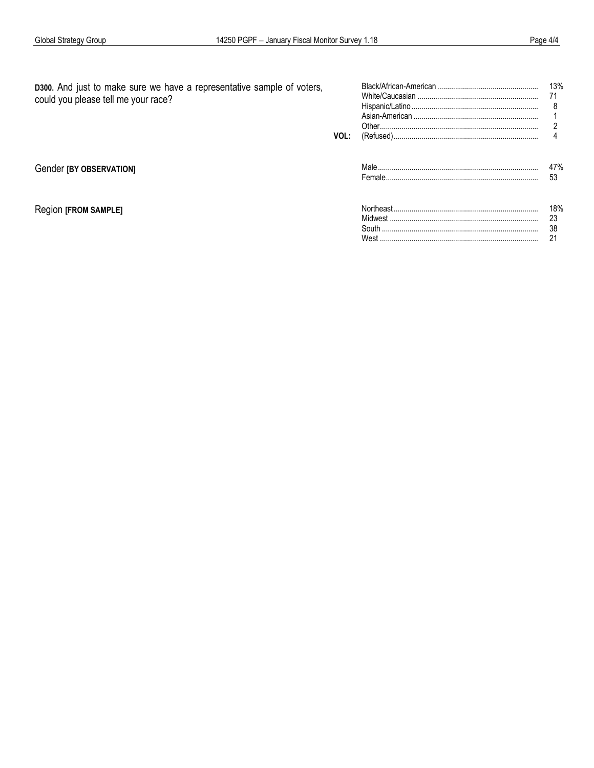**D300.** And just to make sure we have a representative sample of voters, could you please tell me your race?

| | | |
|---|---|---|
| | Black/African-American | 13% |
| | White/Caucasian | 71 |
| | Hispanic/Latino | 8 |
| | Asian-American | 1 |
| | Other | 2 |
| **VOL:** | (Refused) | 4 |

Gender **[BY OBSERVATION]**

| | |
|---|---|
| Male | 47% |
| Female | 53 |

Region **[FROM SAMPLE]**

| | |
|---|---|
| Northeast | 18% |
| Midwest | 23 |
| South | 38 |
| West | 21 |